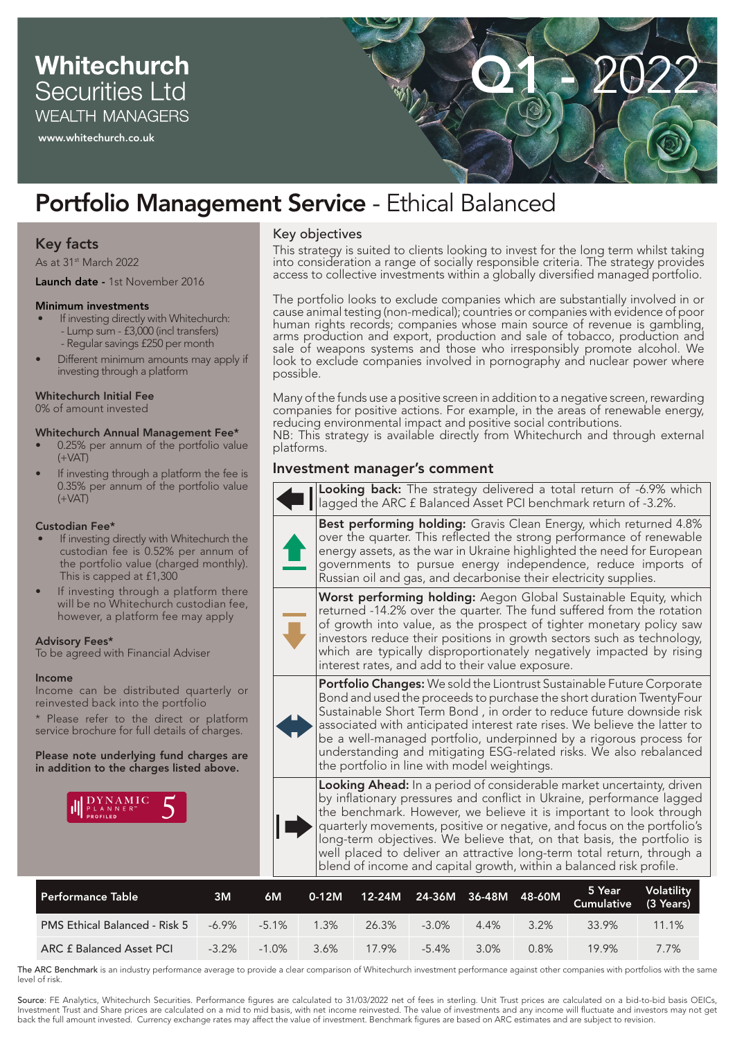**Whitechurch** Securities Ltd
WEALTH MANAGERS
www.whitechurch.co.uk

Q1 - 2022

# Portfolio Management Service - Ethical Balanced

## Key facts

As at 31st March 2022

**Launch date** - 1st November 2016

### Minimum investments

- If investing directly with Whitechurch:
  - Lump sum - £3,000 (incl transfers)
  - Regular savings £250 per month
- Different minimum amounts may apply if investing through a platform

### Whitechurch Initial Fee

0% of amount invested

### Whitechurch Annual Management Fee*

- 0.25% per annum of the portfolio value (+VAT)
- If investing through a platform the fee is 0.35% per annum of the portfolio value (+VAT)

### Custodian Fee*

- If investing directly with Whitechurch the custodian fee is 0.52% per annum of the portfolio value (charged monthly). This is capped at £1,300
- If investing through a platform there will be no Whitechurch custodian fee, however, a platform fee may apply

### Advisory Fees*

To be agreed with Financial Adviser

### Income

Income can be distributed quarterly or reinvested back into the portfolio

* Please refer to the direct or platform service brochure for full details of charges.

**Please note underlying fund charges are in addition to the charges listed above.**

DYNAMIC PLANNER PROFILED 5

## Key objectives

This strategy is suited to clients looking to invest for the long term whilst taking into consideration a range of socially responsible criteria. The strategy provides access to collective investments within a globally diversified managed portfolio.

The portfolio looks to exclude companies which are substantially involved in or cause animal testing (non-medical); countries or companies with evidence of poor human rights records; companies whose main source of revenue is gambling, arms production and export, production and sale of tobacco, production and sale of weapons systems and those who irresponsibly promote alcohol. We look to exclude companies involved in pornography and nuclear power where possible.

Many of the funds use a positive screen in addition to a negative screen, rewarding companies for positive actions. For example, in the areas of renewable energy, reducing environmental impact and positive social contributions.
NB: This strategy is available directly from Whitechurch and through external platforms.

## Investment manager's comment

**Looking back:** The strategy delivered a total return of -6.9% which lagged the ARC £ Balanced Asset PCI benchmark return of -3.2%.

**Best performing holding:** Gravis Clean Energy, which returned 4.8% over the quarter. This reflected the strong performance of renewable energy assets, as the war in Ukraine highlighted the need for European governments to pursue energy independence, reduce imports of Russian oil and gas, and decarbonise their electricity supplies.

**Worst performing holding:** Aegon Global Sustainable Equity, which returned -14.2% over the quarter. The fund suffered from the rotation of growth into value, as the prospect of tighter monetary policy saw investors reduce their positions in growth sectors such as technology, which are typically disproportionately negatively impacted by rising interest rates, and add to their value exposure.

**Portfolio Changes:** We sold the Liontrust Sustainable Future Corporate Bond and used the proceeds to purchase the short duration TwentyFour Sustainable Short Term Bond , in order to reduce future downside risk associated with anticipated interest rate rises. We believe the latter to be a well-managed portfolio, underpinned by a rigorous process for understanding and mitigating ESG-related risks. We also rebalanced the portfolio in line with model weightings.

**Looking Ahead:** In a period of considerable market uncertainty, driven by inflationary pressures and conflict in Ukraine, performance lagged the benchmark. However, we believe it is important to look through quarterly movements, positive or negative, and focus on the portfolio's long-term objectives. We believe that, on that basis, the portfolio is well placed to deliver an attractive long-term total return, through a blend of income and capital growth, within a balanced risk profile.

| Performance Table | 3M | 6M | 0-12M | 12-24M | 24-36M | 36-48M | 48-60M | 5 Year Cumulative | Volatility (3 Years) |
|---|---|---|---|---|---|---|---|---|---|
| PMS Ethical Balanced - Risk 5 | -6.9% | -5.1% | 1.3% | 26.3% | -3.0% | 4.4% | 3.2% | 33.9% | 11.1% |
| ARC £ Balanced Asset PCI | -3.2% | -1.0% | 3.6% | 17.9% | -5.4% | 3.0% | 0.8% | 19.9% | 7.7% |

The ARC Benchmark is an industry performance average to provide a clear comparison of Whitechurch investment performance against other companies with portfolios with the same level of risk.

Source: FE Analytics, Whitechurch Securities. Performance figures are calculated to 31/03/2022 net of fees in sterling. Unit Trust prices are calculated on a bid-to-bid basis OEICs, Investment Trust and Share prices are calculated on a mid to mid basis, with net income reinvested. The value of investments and any income will fluctuate and investors may not get back the full amount invested. Currency exchange rates may affect the value of investment. Benchmark figures are based on ARC estimates and are subject to revision.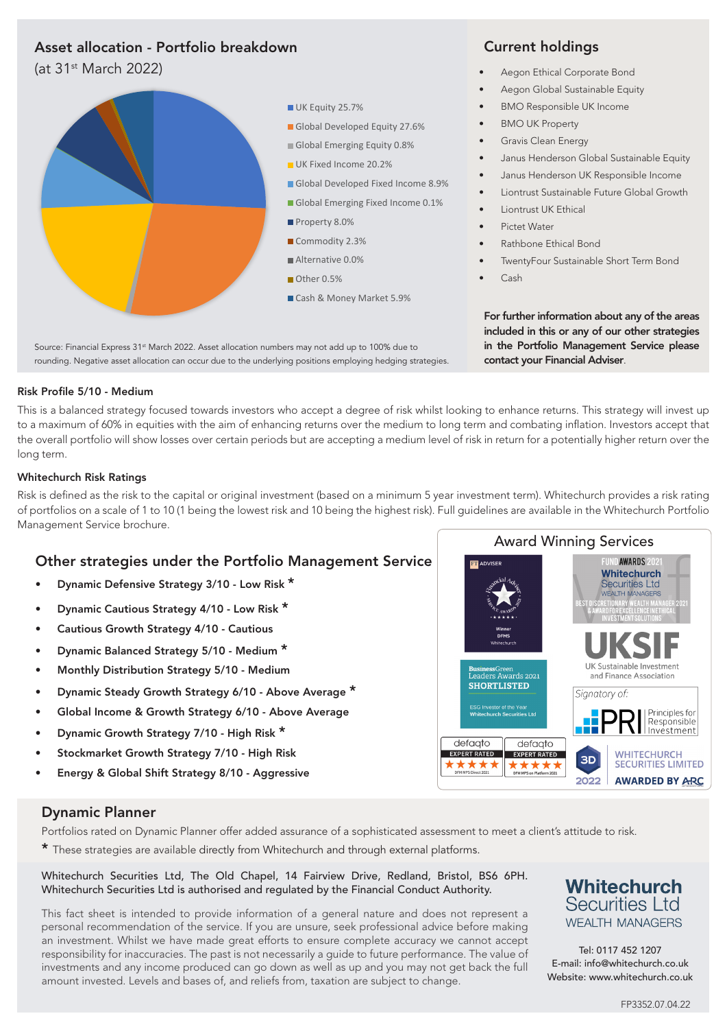## Asset allocation - Portfolio breakdown

(at 31st March 2022)

UK Equity 25.7%
Global Developed Equity 27.6%
Global Emerging Equity 0.8%
UK Fixed Income 20.2%
Global Developed Fixed Income 8.9%
Global Emerging Fixed Income 0.1%
Property 8.0%
Commodity 2.3%
Alternative 0.0%
Other 0.5%
Cash & Money Market 5.9%

Source: Financial Express 31st March 2022. Asset allocation numbers may not add up to 100% due to rounding. Negative asset allocation can occur due to the underlying positions employing hedging strategies.

## Current holdings

- Aegon Ethical Corporate Bond
- Aegon Global Sustainable Equity
- BMO Responsible UK Income
- BMO UK Property
- Gravis Clean Energy
- Janus Henderson Global Sustainable Equity
- Janus Henderson UK Responsible Income
- Liontrust Sustainable Future Global Growth
- Liontrust UK Ethical
- Pictet Water
- Rathbone Ethical Bond
- TwentyFour Sustainable Short Term Bond
- Cash

**For further information about any of the areas included in this or any of our other strategies in the Portfolio Management Service please contact your Financial Adviser**.

### Risk Profile 5/10 - Medium

This is a balanced strategy focused towards investors who accept a degree of risk whilst looking to enhance returns. This strategy will invest up to a maximum of 60% in equities with the aim of enhancing returns over the medium to long term and combating inflation. Investors accept that the overall portfolio will show losses over certain periods but are accepting a medium level of risk in return for a potentially higher return over the long term.

### Whitechurch Risk Ratings

Risk is defined as the risk to the capital or original investment (based on a minimum 5 year investment term). Whitechurch provides a risk rating of portfolios on a scale of 1 to 10 (1 being the lowest risk and 10 being the highest risk). Full guidelines are available in the Whitechurch Portfolio Management Service brochure.

## Other strategies under the Portfolio Management Service

- Dynamic Defensive Strategy 3/10 - Low Risk *
- Dynamic Cautious Strategy 4/10 - Low Risk *
- Cautious Growth Strategy 4/10 - Cautious
- Dynamic Balanced Strategy 5/10 - Medium *
- Monthly Distribution Strategy 5/10 - Medium
- Dynamic Steady Growth Strategy 6/10 - Above Average *
- Global Income & Growth Strategy 6/10 - Above Average
- Dynamic Growth Strategy 7/10 - High Risk *
- Stockmarket Growth Strategy 7/10 - High Risk
- Energy & Global Shift Strategy 8/10 - Aggressive

## Award Winning Services

FT Adviser
Financial Adviser Service Awards 2021
Winner DFMS Whitechurch

Fund Awards 2021
Whitechurch Securities Ltd
WEALTH MANAGERS
BEST DISCRETIONARY WEALTH MANAGER 2021 & AWARD FOR EXCELLENCE IN ETHICAL INVESTMENT SOLUTIONS

BusinessGreen Leaders Awards 2021
SHORTLISTED
ESG Investor of the Year
Whitechurch Securities Ltd

UKSIF
UK Sustainable Investment and Finance Association

Signatory of:
PRI Principles for Responsible Investment

defaqto EXPERT RATED ★★★★★ DFM MPS Direct 2021
defaqto EXPERT RATED ★★★★★ DFM MPS on Platform 2021

3D 2022
WHITECHURCH SECURITIES LIMITED
AWARDED BY ARC

## Dynamic Planner

Portfolios rated on Dynamic Planner offer added assurance of a sophisticated assessment to meet a client's attitude to risk.

* These strategies are available directly from Whitechurch and through external platforms.

Whitechurch Securities Ltd, The Old Chapel, 14 Fairview Drive, Redland, Bristol, BS6 6PH. Whitechurch Securities Ltd is authorised and regulated by the Financial Conduct Authority.

This fact sheet is intended to provide information of a general nature and does not represent a personal recommendation of the service. If you are unsure, seek professional advice before making an investment. Whilst we have made great efforts to ensure complete accuracy we cannot accept responsibility for inaccuracies. The past is not necessarily a guide to future performance. The value of investments and any income produced can go down as well as up and you may not get back the full amount invested. Levels and bases of, and reliefs from, taxation are subject to change.

**Whitechurch**
Securities Ltd
WEALTH MANAGERS

Tel: 0117 452 1207
E-mail: info@whitechurch.co.uk
Website: www.whitechurch.co.uk

FP3352.07.04.22